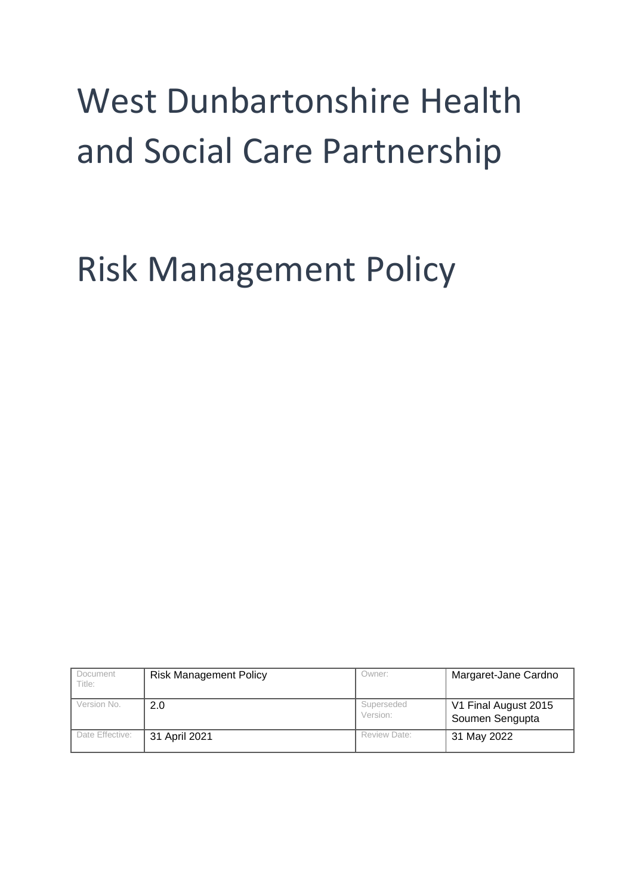# West Dunbartonshire Health and Social Care Partnership

# Risk Management Policy

| Document Title: | Risk Management Policy | Owner: | Margaret-Jane Cardno |
|---|---|---|---|
| Version No. | 2.0 | Superseded Version: | V1 Final August 2015 Soumen Sengupta |
| Date Effective: | 31 April 2021 | Review Date: | 31 May 2022 |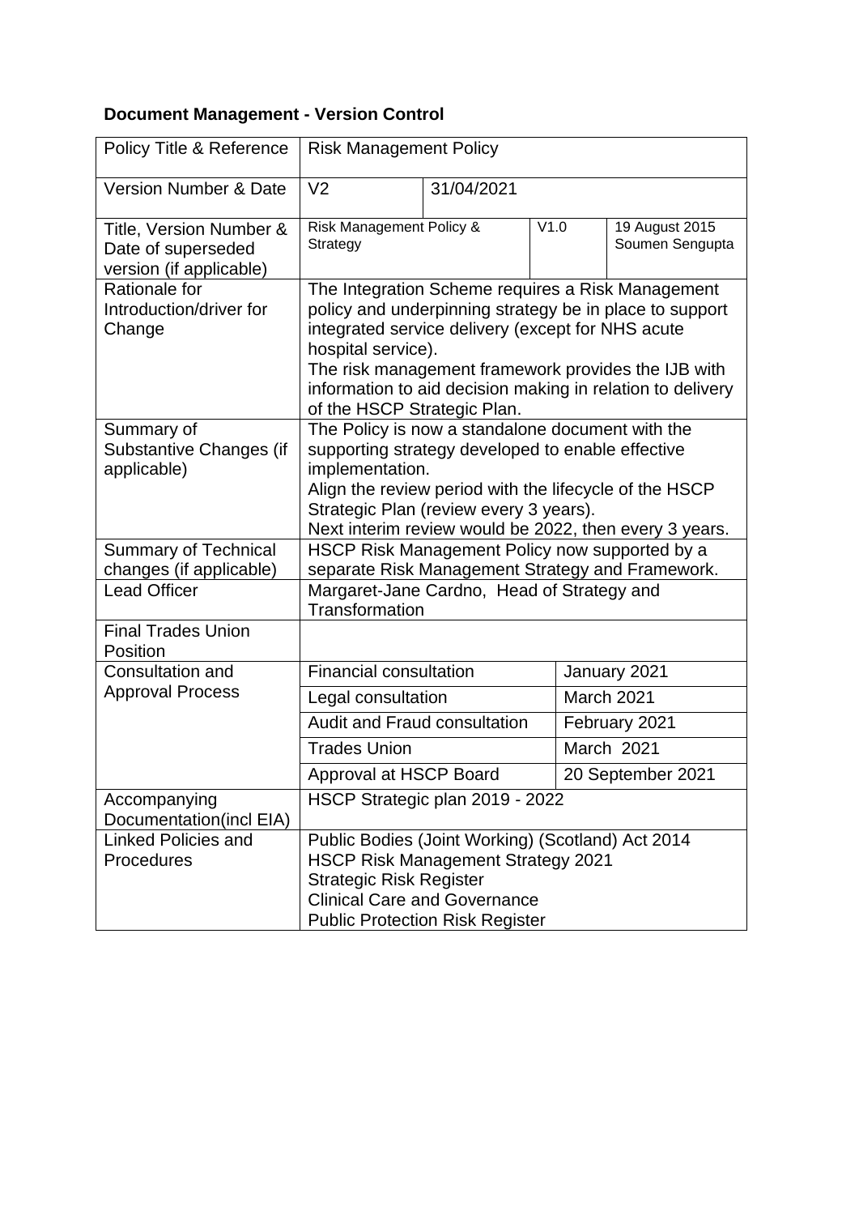**Document Management - Version Control**

| Policy Title & Reference | Risk Management Policy | | | |
|---|---|---|---|---|
| Version Number & Date | V2 | 31/04/2021 | | |
| Title, Version Number & Date of superseded version (if applicable) | Risk Management Policy & Strategy | | V1.0 | 19 August 2015 Soumen Sengupta |
| Rationale for Introduction/driver for Change | The Integration Scheme requires a Risk Management policy and underpinning strategy be in place to support integrated service delivery (except for NHS acute hospital service).<br>The risk management framework provides the IJB with information to aid decision making in relation to delivery of the HSCP Strategic Plan. | | | |
| Summary of Substantive Changes (if applicable) | The Policy is now a standalone document with the supporting strategy developed to enable effective implementation.<br>Align the review period with the lifecycle of the HSCP Strategic Plan (review every 3 years).<br>Next interim review would be 2022, then every 3 years. | | | |
| Summary of Technical changes (if applicable) | HSCP Risk Management Policy now supported by a separate Risk Management Strategy and Framework. | | | |
| Lead Officer | Margaret-Jane Cardno, Head of Strategy and Transformation | | | |
| Final Trades Union Position | | | | |
| Consultation and Approval Process | Financial consultation | | January 2021 | |
| | Legal consultation | | March 2021 | |
| | Audit and Fraud consultation | | February 2021 | |
| | Trades Union | | March 2021 | |
| | Approval at HSCP Board | | 20 September 2021 | |
| Accompanying Documentation(incl EIA) | HSCP Strategic plan 2019 - 2022 | | | |
| Linked Policies and Procedures | Public Bodies (Joint Working) (Scotland) Act 2014<br>HSCP Risk Management Strategy 2021<br>Strategic Risk Register<br>Clinical Care and Governance<br>Public Protection Risk Register | | | |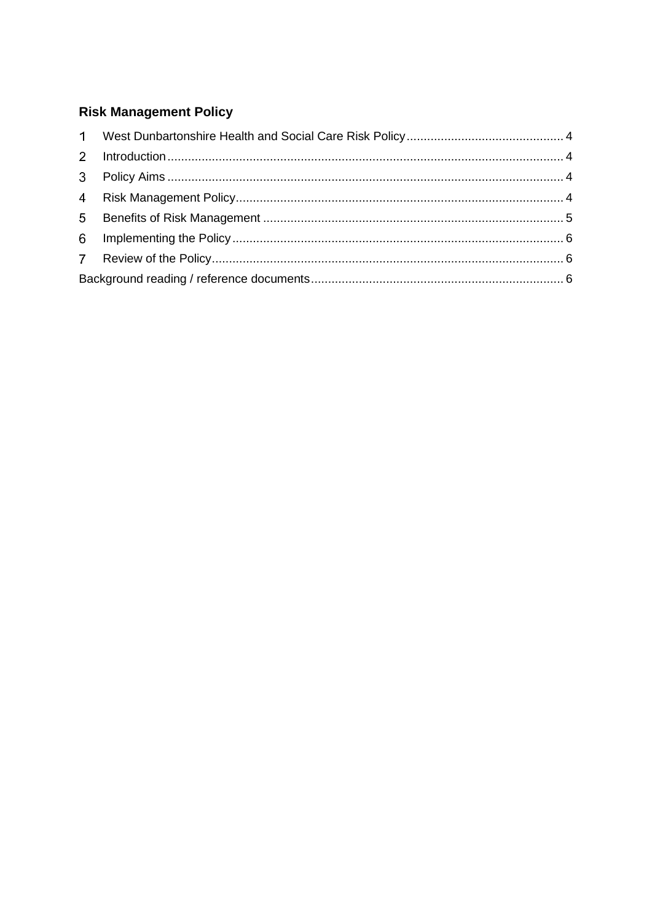**Risk Management Policy**

1 West Dunbartonshire Health and Social Care Risk Policy ............................................. 4
2 Introduction ..................................................................................................................... 4
3 Policy Aims ..................................................................................................................... 4
4 Risk Management Policy ................................................................................................ 4
5 Benefits of Risk Management ........................................................................................ 5
6 Implementing the Policy ................................................................................................. 6
7 Review of the Policy ....................................................................................................... 6
Background reading / reference documents .......................................................................... 6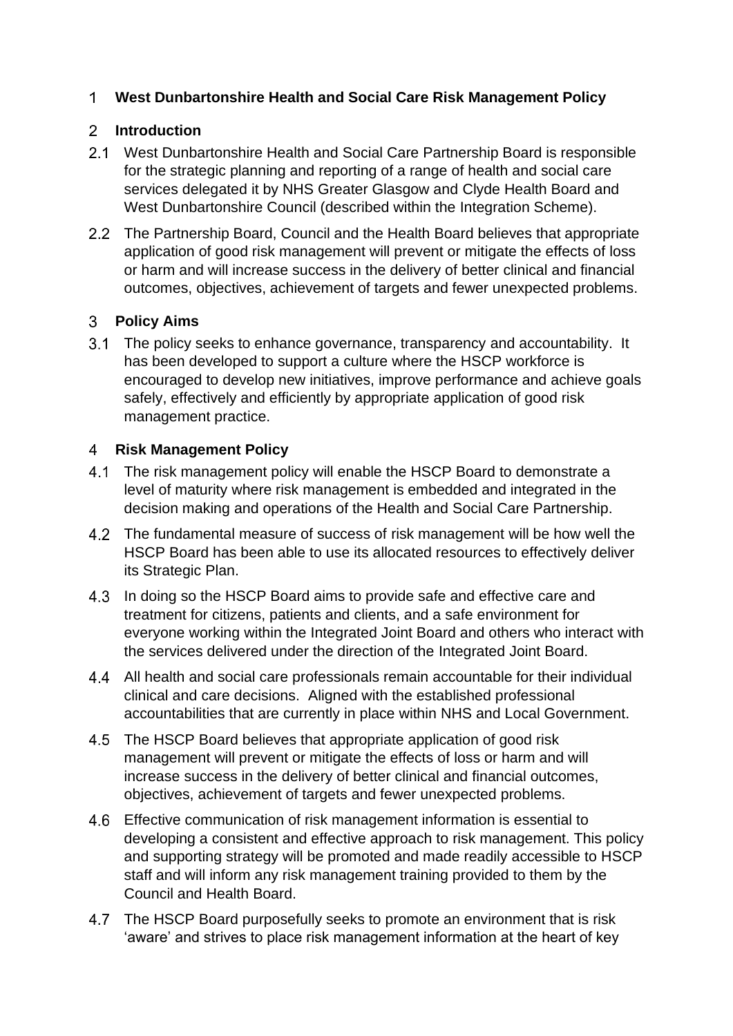## 1 West Dunbartonshire Health and Social Care Risk Management Policy

## 2 Introduction

2.1 West Dunbartonshire Health and Social Care Partnership Board is responsible for the strategic planning and reporting of a range of health and social care services delegated it by NHS Greater Glasgow and Clyde Health Board and West Dunbartonshire Council (described within the Integration Scheme).

2.2 The Partnership Board, Council and the Health Board believes that appropriate application of good risk management will prevent or mitigate the effects of loss or harm and will increase success in the delivery of better clinical and financial outcomes, objectives, achievement of targets and fewer unexpected problems.

## 3 Policy Aims

3.1 The policy seeks to enhance governance, transparency and accountability. It has been developed to support a culture where the HSCP workforce is encouraged to develop new initiatives, improve performance and achieve goals safely, effectively and efficiently by appropriate application of good risk management practice.

## 4 Risk Management Policy

4.1 The risk management policy will enable the HSCP Board to demonstrate a level of maturity where risk management is embedded and integrated in the decision making and operations of the Health and Social Care Partnership.

4.2 The fundamental measure of success of risk management will be how well the HSCP Board has been able to use its allocated resources to effectively deliver its Strategic Plan.

4.3 In doing so the HSCP Board aims to provide safe and effective care and treatment for citizens, patients and clients, and a safe environment for everyone working within the Integrated Joint Board and others who interact with the services delivered under the direction of the Integrated Joint Board.

4.4 All health and social care professionals remain accountable for their individual clinical and care decisions. Aligned with the established professional accountabilities that are currently in place within NHS and Local Government.

4.5 The HSCP Board believes that appropriate application of good risk management will prevent or mitigate the effects of loss or harm and will increase success in the delivery of better clinical and financial outcomes, objectives, achievement of targets and fewer unexpected problems.

4.6 Effective communication of risk management information is essential to developing a consistent and effective approach to risk management. This policy and supporting strategy will be promoted and made readily accessible to HSCP staff and will inform any risk management training provided to them by the Council and Health Board.

4.7 The HSCP Board purposefully seeks to promote an environment that is risk 'aware' and strives to place risk management information at the heart of key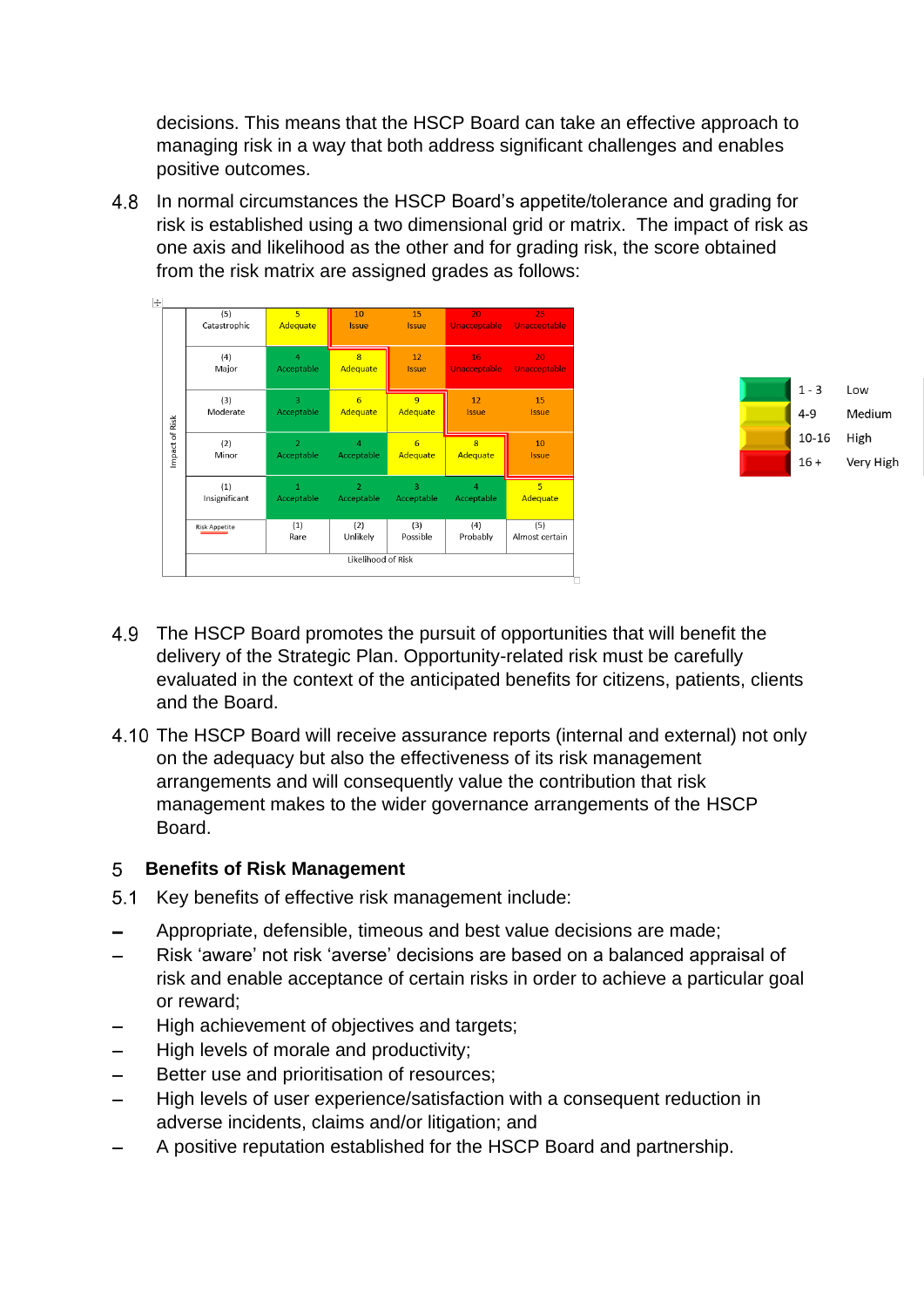decisions. This means that the HSCP Board can take an effective approach to managing risk in a way that both address significant challenges and enables positive outcomes.

4.8 In normal circumstances the HSCP Board's appetite/tolerance and grading for risk is established using a two dimensional grid or matrix. The impact of risk as one axis and likelihood as the other and for grading risk, the score obtained from the risk matrix are assigned grades as follows:

| Impact of Risk | | | | | |
|---|---|---|---|---|---|
| (5) Catastrophic | 5 Adequate | 10 Issue | 15 Issue | 20 Unacceptable | 25 Unacceptable |
| (4) Major | 4 Acceptable | 8 Adequate | 12 Issue | 16 Unacceptable | 20 Unacceptable |
| (3) Moderate | 3 Acceptable | 6 Adequate | 9 Adequate | 12 Issue | 15 Issue |
| (2) Minor | 2 Acceptable | 4 Acceptable | 6 Adequate | 8 Adequate | 10 Issue |
| (1) Insignificant | 1 Acceptable | 2 Acceptable | 3 Acceptable | 4 Acceptable | 5 Adequate |
| Risk Appetite | (1) Rare | (2) Unlikely | (3) Possible | (4) Probably | (5) Almost certain |
| | Likelihood of Risk | | | | |

| Score | Grade |
|---|---|
| 1 - 3 | Low |
| 4-9 | Medium |
| 10-16 | High |
| 16 + | Very High |

4.9 The HSCP Board promotes the pursuit of opportunities that will benefit the delivery of the Strategic Plan. Opportunity-related risk must be carefully evaluated in the context of the anticipated benefits for citizens, patients, clients and the Board.

4.10 The HSCP Board will receive assurance reports (internal and external) not only on the adequacy but also the effectiveness of its risk management arrangements and will consequently value the contribution that risk management makes to the wider governance arrangements of the HSCP Board.

## 5 Benefits of Risk Management

5.1 Key benefits of effective risk management include:

- Appropriate, defensible, timeous and best value decisions are made;
- Risk 'aware' not risk 'averse' decisions are based on a balanced appraisal of risk and enable acceptance of certain risks in order to achieve a particular goal or reward;
- High achievement of objectives and targets;
- High levels of morale and productivity;
- Better use and prioritisation of resources;
- High levels of user experience/satisfaction with a consequent reduction in adverse incidents, claims and/or litigation; and
- A positive reputation established for the HSCP Board and partnership.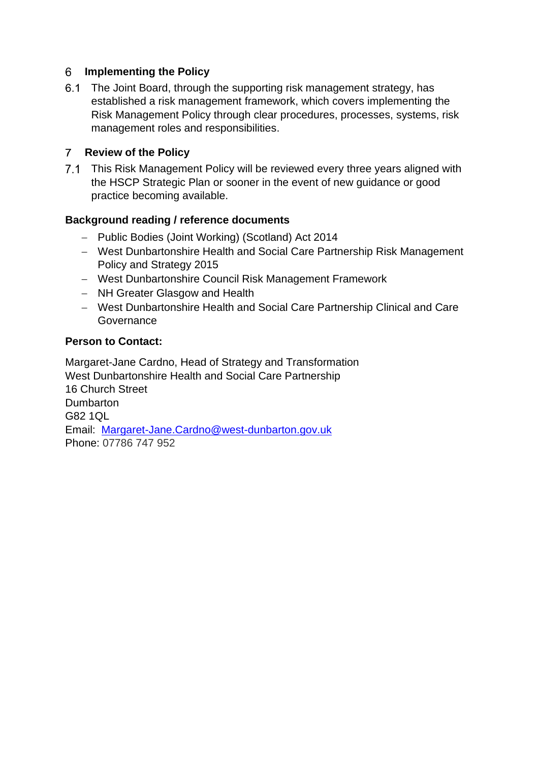## 6 Implementing the Policy

6.1 The Joint Board, through the supporting risk management strategy, has established a risk management framework, which covers implementing the Risk Management Policy through clear procedures, processes, systems, risk management roles and responsibilities.

## 7 Review of the Policy

7.1 This Risk Management Policy will be reviewed every three years aligned with the HSCP Strategic Plan or sooner in the event of new guidance or good practice becoming available.

**Background reading / reference documents**

- Public Bodies (Joint Working) (Scotland) Act 2014
- West Dunbartonshire Health and Social Care Partnership Risk Management Policy and Strategy 2015
- West Dunbartonshire Council Risk Management Framework
- NH Greater Glasgow and Health
- West Dunbartonshire Health and Social Care Partnership Clinical and Care Governance

**Person to Contact:**

Margaret-Jane Cardno, Head of Strategy and Transformation
West Dunbartonshire Health and Social Care Partnership
16 Church Street
Dumbarton
G82 1QL
Email: Margaret-Jane.Cardno@west-dunbarton.gov.uk
Phone: 07786 747 952